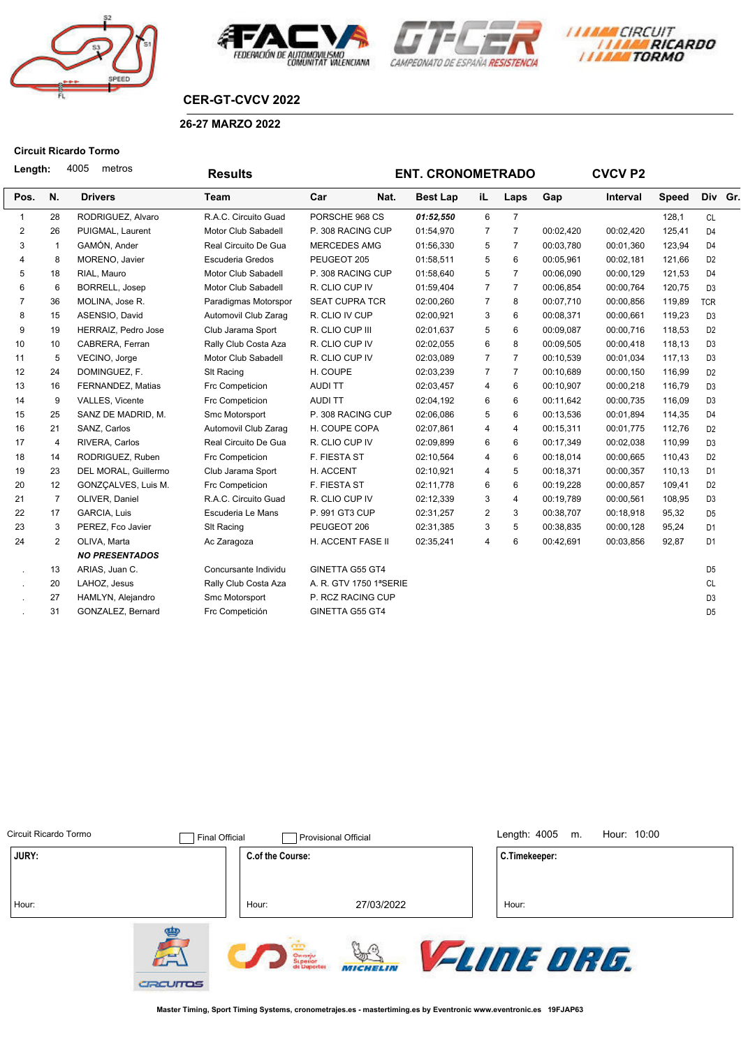## CER-GT-CVCV 2022

### 26-27 MARZO 2022

**Circuit Ricardo Tormo**

**Length:** 4005 metros

**Results** — **ENT. CRONOMETRADO** — **CVCV P2**

| Pos. | N. | Drivers | Team | Car | Nat. | Best Lap | iL | Laps | Gap | Interval | Speed | Div | Gr. |
|---|---|---|---|---|---|---|---|---|---|---|---|---|---|
| 1 | 28 | RODRIGUEZ, Alvaro | R.A.C. Circuito Guad | PORSCHE 968 CS | | ***01:52,550*** | 6 | 7 | | | 128,1 | CL | |
| 2 | 26 | PUIGMAL, Laurent | Motor Club Sabadell | P. 308 RACING CUP | | 01:54,970 | 7 | 7 | 00:02,420 | 00:02,420 | 125,41 | D4 | |
| 3 | 1 | GAMÓN, Ander | Real Circuito De Gua | MERCEDES AMG | | 01:56,330 | 5 | 7 | 00:03,780 | 00:01,360 | 123,94 | D4 | |
| 4 | 8 | MORENO, Javier | Escuderia Gredos | PEUGEOT 205 | | 01:58,511 | 5 | 6 | 00:05,961 | 00:02,181 | 121,66 | D2 | |
| 5 | 18 | RIAL, Mauro | Motor Club Sabadell | P. 308 RACING CUP | | 01:58,640 | 5 | 7 | 00:06,090 | 00:00,129 | 121,53 | D4 | |
| 6 | 6 | BORRELL, Josep | Motor Club Sabadell | R. CLIO CUP IV | | 01:59,404 | 7 | 7 | 00:06,854 | 00:00,764 | 120,75 | D3 | |
| 7 | 36 | MOLINA, Jose R. | Paradigmas Motorspor | SEAT CUPRA TCR | | 02:00,260 | 7 | 8 | 00:07,710 | 00:00,856 | 119,89 | TCR | |
| 8 | 15 | ASENSIO, David | Automovil Club Zarag | R. CLIO IV CUP | | 02:00,921 | 3 | 6 | 00:08,371 | 00:00,661 | 119,23 | D3 | |
| 9 | 19 | HERRAIZ, Pedro Jose | Club Jarama Sport | R. CLIO CUP III | | 02:01,637 | 5 | 6 | 00:09,087 | 00:00,716 | 118,53 | D2 | |
| 10 | 10 | CABRERA, Ferran | Rally Club Costa Aza | R. CLIO CUP IV | | 02:02,055 | 6 | 8 | 00:09,505 | 00:00,418 | 118,13 | D3 | |
| 11 | 5 | VECINO, Jorge | Motor Club Sabadell | R. CLIO CUP IV | | 02:03,089 | 7 | 7 | 00:10,539 | 00:01,034 | 117,13 | D3 | |
| 12 | 24 | DOMINGUEZ, F. | Slt Racing | H. COUPE | | 02:03,239 | 7 | 7 | 00:10,689 | 00:00,150 | 116,99 | D2 | |
| 13 | 16 | FERNANDEZ, Matias | Frc Competicion | AUDI TT | | 02:03,457 | 4 | 6 | 00:10,907 | 00:00,218 | 116,79 | D3 | |
| 14 | 9 | VALLES, Vicente | Frc Competicion | AUDI TT | | 02:04,192 | 6 | 6 | 00:11,642 | 00:00,735 | 116,09 | D3 | |
| 15 | 25 | SANZ DE MADRID, M. | Smc Motorsport | P. 308 RACING CUP | | 02:06,086 | 5 | 6 | 00:13,536 | 00:01,894 | 114,35 | D4 | |
| 16 | 21 | SANZ, Carlos | Automovil Club Zarag | H. COUPE COPA | | 02:07,861 | 4 | 4 | 00:15,311 | 00:01,775 | 112,76 | D2 | |
| 17 | 4 | RIVERA, Carlos | Real Circuito De Gua | R. CLIO CUP IV | | 02:09,899 | 6 | 6 | 00:17,349 | 00:02,038 | 110,99 | D3 | |
| 18 | 14 | RODRIGUEZ, Ruben | Frc Competicion | F. FIESTA ST | | 02:10,564 | 4 | 6 | 00:18,014 | 00:00,665 | 110,43 | D2 | |
| 19 | 23 | DEL MORAL, Guillermo | Club Jarama Sport | H. ACCENT | | 02:10,921 | 4 | 5 | 00:18,371 | 00:00,357 | 110,13 | D1 | |
| 20 | 12 | GONZÇALVES, Luis M. | Frc Competicion | F. FIESTA ST | | 02:11,778 | 6 | 6 | 00:19,228 | 00:00,857 | 109,41 | D2 | |
| 21 | 7 | OLIVER, Daniel | R.A.C. Circuito Guad | R. CLIO CUP IV | | 02:12,339 | 3 | 4 | 00:19,789 | 00:00,561 | 108,95 | D3 | |
| 22 | 17 | GARCIA, Luis | Escuderia Le Mans | P. 991 GT3 CUP | | 02:31,257 | 2 | 3 | 00:38,707 | 00:18,918 | 95,32 | D5 | |
| 23 | 3 | PEREZ, Fco Javier | Slt Racing | PEUGEOT 206 | | 02:31,385 | 3 | 5 | 00:38,835 | 00:00,128 | 95,24 | D1 | |
| 24 | 2 | OLIVA, Marta | Ac Zaragoza | H. ACCENT FASE II | | 02:35,241 | 4 | 6 | 00:42,691 | 00:03,856 | 92,87 | D1 | |
| | | ***NO PRESENTADOS*** | | | | | | | | | | | |
| . | 13 | ARIAS, Juan C. | Concursante Individu | GINETTA G55 GT4 | | | | | | | | D5 | |
| . | 20 | LAHOZ, Jesus | Rally Club Costa Aza | A. R. GTV 1750 1ªSERIE | | | | | | | | CL | |
| . | 27 | HAMLYN, Alejandro | Smc Motorsport | P. RCZ RACING CUP | | | | | | | | D3 | |
| . | 31 | GONZALEZ, Bernard | Frc Competición | GINETTA G55 GT4 | | | | | | | | D5 | |

Circuit Ricardo Tormo — ☐ Final Official — ☐ Provisional Official — Length: 4005 m. — Hour: 10:00

| JURY: | C.of the Course: | C.Timekeeper: |
|---|---|---|
| Hour: | Hour: 27/03/2022 | Hour: |

Master Timing, Sport Timing Systems, cronometrajes.es - mastertiming.es by Eventronic www.eventronic.es 19FJAP63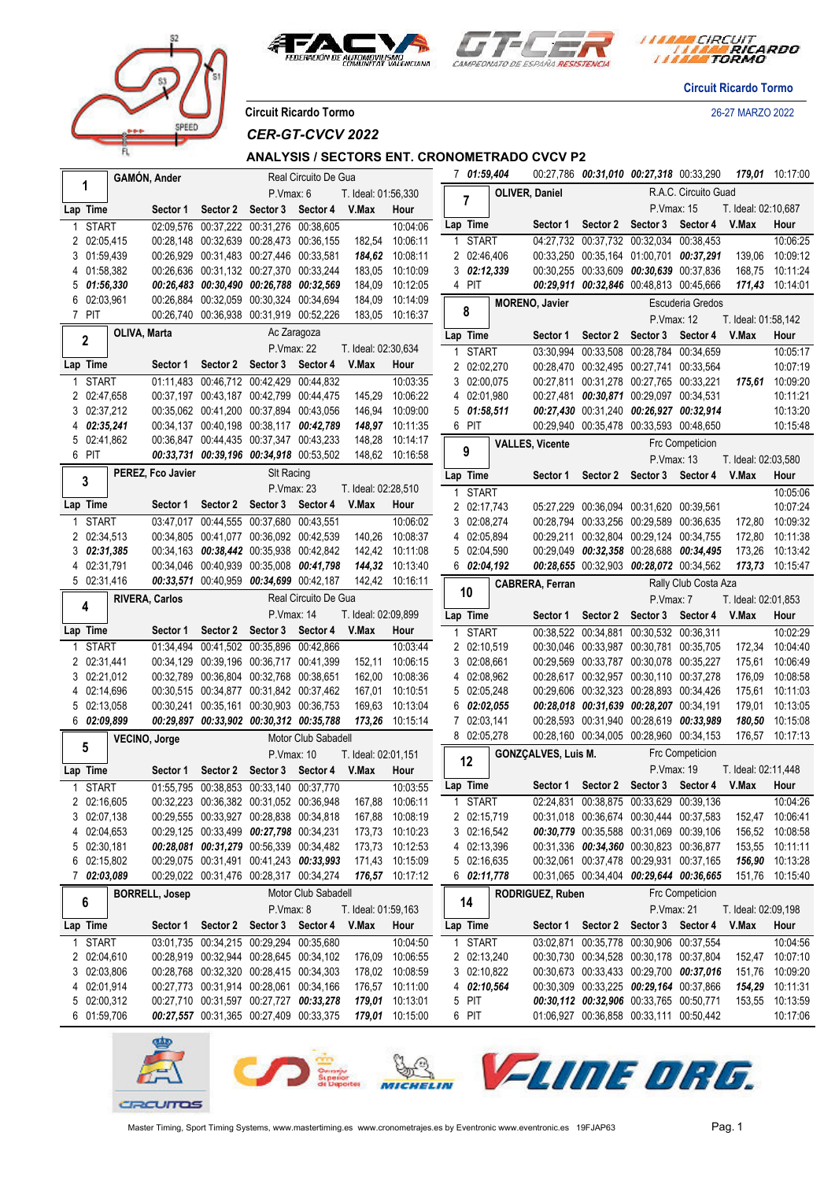Circuit Ricardo Tormo

26-27 MARZO 2022

Circuit Ricardo Tormo

# CER-GT-CVCV 2022

## ANALYSIS / SECTORS ENT. CRONOMETRADO CVCV P2

### 1 GAMÓN, Ander — Real Circuito De Gua — P.Vmax: 6 — T. Ideal: 01:56,330

| Lap | Time | Sector 1 | Sector 2 | Sector 3 | Sector 4 | V.Max | Hour |
|---|---|---|---|---|---|---|---|
| 1 | START | 02:09,576 | 00:37,222 | 00:31,276 | 00:38,605 | | 10:04:06 |
| 2 | 02:05,415 | 00:28,148 | 00:32,639 | 00:28,473 | 00:36,155 | 182,54 | 10:06:11 |
| 3 | 01:59,439 | 00:26,929 | 00:31,483 | 00:27,436 | 00:33,581 | *184,62* | 10:08:11 |
| 4 | 01:58,382 | 00:26,636 | 00:31,132 | 00:27,370 | 00:33,244 | 183,05 | 10:10:09 |
| 5 | *01:56,330* | *00:26,483* | *00:30,490* | *00:26,788* | *00:32,569* | 184,09 | 10:12:05 |
| 6 | 02:03,961 | 00:26,884 | 00:32,059 | 00:30,324 | 00:34,694 | 184,09 | 10:14:09 |
| 7 | PIT | 00:26,740 | 00:36,938 | 00:31,919 | 00:52,226 | 183,05 | 10:16:37 |

### 2 OLIVA, Marta — Ac Zaragoza — P.Vmax: 22 — T. Ideal: 02:30,634

| Lap | Time | Sector 1 | Sector 2 | Sector 3 | Sector 4 | V.Max | Hour |
|---|---|---|---|---|---|---|---|
| 1 | START | 01:11,483 | 00:46,712 | 00:42,429 | 00:44,832 | | 10:03:35 |
| 2 | 02:47,658 | 00:37,197 | 00:43,187 | 00:42,799 | 00:44,475 | 145,29 | 10:06:22 |
| 3 | 02:37,212 | 00:35,062 | 00:41,200 | 00:37,894 | 00:43,056 | 146,94 | 10:09:00 |
| 4 | *02:35,241* | 00:34,137 | 00:40,198 | 00:38,117 | *00:42,789* | *148,97* | 10:11:35 |
| 5 | 02:41,862 | 00:36,847 | 00:44,435 | 00:37,347 | 00:43,233 | 148,28 | 10:14:17 |
| 6 | PIT | *00:33,731* | *00:39,196* | *00:34,918* | 00:53,502 | 148,62 | 10:16:58 |

### 3 PEREZ, Fco Javier — Slt Racing — P.Vmax: 23 — T. Ideal: 02:28,510

| Lap | Time | Sector 1 | Sector 2 | Sector 3 | Sector 4 | V.Max | Hour |
|---|---|---|---|---|---|---|---|
| 1 | START | 03:47,017 | 00:44,555 | 00:37,680 | 00:43,551 | | 10:06:02 |
| 2 | 02:34,513 | 00:34,805 | 00:41,077 | 00:36,092 | 00:42,539 | 140,26 | 10:08:37 |
| 3 | *02:31,385* | 00:34,163 | *00:38,442* | 00:35,938 | 00:42,842 | 142,42 | 10:11:08 |
| 4 | 02:31,791 | 00:34,046 | 00:40,939 | 00:35,008 | *00:41,798* | *144,32* | 10:13:40 |
| 5 | 02:31,416 | *00:33,571* | 00:40,959 | *00:34,699* | 00:42,187 | 142,42 | 10:16:11 |

### 4 RIVERA, Carlos — Real Circuito De Gua — P.Vmax: 14 — T. Ideal: 02:09,899

| Lap | Time | Sector 1 | Sector 2 | Sector 3 | Sector 4 | V.Max | Hour |
|---|---|---|---|---|---|---|---|
| 1 | START | 01:34,494 | 00:41,502 | 00:35,896 | 00:42,866 | | 10:03:44 |
| 2 | 02:31,441 | 00:34,129 | 00:39,196 | 00:36,717 | 00:41,399 | 152,11 | 10:06:15 |
| 3 | 02:21,012 | 00:32,789 | 00:36,804 | 00:32,768 | 00:38,651 | 162,00 | 10:08:36 |
| 4 | 02:14,696 | 00:30,515 | 00:34,877 | 00:31,842 | 00:37,462 | 167,01 | 10:10:51 |
| 5 | 02:13,058 | 00:30,241 | 00:35,161 | 00:30,903 | 00:36,753 | 169,63 | 10:13:04 |
| 6 | *02:09,899* | *00:29,897* | *00:33,902* | *00:30,312* | *00:35,788* | *173,26* | 10:15:14 |

### 5 VECINO, Jorge — Motor Club Sabadell — P.Vmax: 10 — T. Ideal: 02:01,151

| Lap | Time | Sector 1 | Sector 2 | Sector 3 | Sector 4 | V.Max | Hour |
|---|---|---|---|---|---|---|---|
| 1 | START | 01:55,795 | 00:38,853 | 00:33,140 | 00:37,770 | | 10:03:55 |
| 2 | 02:16,605 | 00:32,223 | 00:36,382 | 00:31,052 | 00:36,948 | 167,88 | 10:06:11 |
| 3 | 02:07,138 | 00:29,555 | 00:33,927 | 00:28,838 | 00:34,818 | 167,88 | 10:08:19 |
| 4 | 02:04,653 | 00:29,125 | 00:33,499 | *00:27,798* | 00:34,231 | 173,73 | 10:10:23 |
| 5 | 02:30,181 | *00:28,081* | *00:31,279* | 00:56,339 | 00:34,482 | 173,73 | 10:12:53 |
| 6 | 02:15,802 | 00:29,075 | 00:31,491 | 00:41,243 | *00:33,993* | 171,43 | 10:15:09 |
| 7 | *02:03,089* | 00:29,022 | 00:31,476 | 00:28,317 | 00:34,274 | *176,57* | 10:17:12 |

### 6 BORRELL, Josep — Motor Club Sabadell — P.Vmax: 8 — T. Ideal: 01:59,163

| Lap | Time | Sector 1 | Sector 2 | Sector 3 | Sector 4 | V.Max | Hour |
|---|---|---|---|---|---|---|---|
| 1 | START | 03:01,735 | 00:34,215 | 00:29,294 | 00:35,680 | | 10:04:50 |
| 2 | 02:04,610 | 00:28,919 | 00:32,944 | 00:28,645 | 00:34,102 | 176,09 | 10:06:55 |
| 3 | 02:03,806 | 00:28,768 | 00:32,320 | 00:28,415 | 00:34,303 | 178,02 | 10:08:59 |
| 4 | 02:01,914 | 00:27,773 | 00:31,914 | 00:28,061 | 00:34,166 | 176,57 | 10:11:00 |
| 5 | 02:00,312 | 00:27,710 | 00:31,597 | 00:27,727 | *00:33,278* | *179,01* | 10:13:01 |
| 6 | 01:59,706 | *00:27,557* | 00:31,365 | 00:27,409 | 00:33,375 | *179,01* | 10:15:00 |
| 7 | *01:59,404* | 00:27,786 | *00:31,010* | *00:27,318* | 00:33,290 | *179,01* | 10:17:00 |

### 7 OLIVER, Daniel — R.A.C. Circuito Guad — P.Vmax: 15 — T. Ideal: 02:10,687

| Lap | Time | Sector 1 | Sector 2 | Sector 3 | Sector 4 | V.Max | Hour |
|---|---|---|---|---|---|---|---|
| 1 | START | 04:27,732 | 00:37,732 | 00:32,034 | 00:38,453 | | 10:06:25 |
| 2 | 02:46,406 | 00:33,250 | 00:35,164 | 01:00,701 | *00:37,291* | 139,06 | 10:09:12 |
| 3 | *02:12,339* | 00:30,255 | 00:33,609 | *00:30,639* | 00:37,836 | 168,75 | 10:11:24 |
| 4 | PIT | *00:29,911* | *00:32,846* | 00:48,813 | 00:45,666 | *171,43* | 10:14:01 |

### 8 MORENO, Javier — Escuderia Gredos — P.Vmax: 12 — T. Ideal: 01:58,142

| Lap | Time | Sector 1 | Sector 2 | Sector 3 | Sector 4 | V.Max | Hour |
|---|---|---|---|---|---|---|---|
| 1 | START | 03:30,994 | 00:33,508 | 00:28,784 | 00:34,659 | | 10:05:17 |
| 2 | 02:02,270 | 00:28,470 | 00:32,495 | 00:27,741 | 00:33,564 | | 10:07:19 |
| 3 | 02:00,075 | 00:27,811 | 00:31,278 | 00:27,765 | 00:33,221 | *175,61* | 10:09:20 |
| 4 | 02:01,980 | 00:27,481 | *00:30,871* | 00:29,097 | 00:34,531 | | 10:11:21 |
| 5 | *01:58,511* | *00:27,430* | 00:31,240 | *00:26,927* | *00:32,914* | | 10:13:20 |
| 6 | PIT | 00:29,940 | 00:35,478 | 00:33,593 | 00:48,650 | | 10:15:48 |

### 9 VALLES, Vicente — Frc Competicion — P.Vmax: 13 — T. Ideal: 02:03,580

| Lap | Time | Sector 1 | Sector 2 | Sector 3 | Sector 4 | V.Max | Hour |
|---|---|---|---|---|---|---|---|
| 1 | START | | | | | | 10:05:06 |
| 2 | 02:17,743 | 05:27,229 | 00:36,094 | 00:31,620 | 00:39,561 | | 10:07:24 |
| 3 | 02:08,274 | 00:28,794 | 00:33,256 | 00:29,589 | 00:36,635 | 172,80 | 10:09:32 |
| 4 | 02:05,894 | 00:29,211 | 00:32,804 | 00:29,124 | 00:34,755 | 172,80 | 10:11:38 |
| 5 | 02:04,590 | 00:29,049 | *00:32,358* | 00:28,688 | *00:34,495* | 173,26 | 10:13:42 |
| 6 | *02:04,192* | *00:28,655* | 00:32,903 | *00:28,072* | 00:34,562 | *173,73* | 10:15:47 |

### 10 CABRERA, Ferran — Rally Club Costa Aza — P.Vmax: 7 — T. Ideal: 02:01,853

| Lap | Time | Sector 1 | Sector 2 | Sector 3 | Sector 4 | V.Max | Hour |
|---|---|---|---|---|---|---|---|
| 1 | START | 00:38,522 | 00:34,881 | 00:30,532 | 00:36,311 | | 10:02:29 |
| 2 | 02:10,519 | 00:30,046 | 00:33,987 | 00:30,781 | 00:35,705 | 172,34 | 10:04:40 |
| 3 | 02:08,661 | 00:29,569 | 00:33,787 | 00:30,078 | 00:35,227 | 175,61 | 10:06:49 |
| 4 | 02:08,962 | 00:28,617 | 00:32,957 | 00:30,110 | 00:37,278 | 176,09 | 10:08:58 |
| 5 | 02:05,248 | 00:29,606 | 00:32,323 | 00:28,893 | 00:34,426 | 175,61 | 10:11:03 |
| 6 | *02:02,055* | *00:28,018* | *00:31,639* | *00:28,207* | 00:34,191 | 179,01 | 10:13:05 |
| 7 | 02:03,141 | 00:28,593 | 00:31,940 | 00:28,619 | *00:33,989* | *180,50* | 10:15:08 |
| 8 | 02:05,278 | 00:28,160 | 00:34,005 | 00:28,960 | 00:34,153 | 176,57 | 10:17:13 |

### 12 GONZÇALVES, Luis M. — Frc Competicion — P.Vmax: 19 — T. Ideal: 02:11,448

| Lap | Time | Sector 1 | Sector 2 | Sector 3 | Sector 4 | V.Max | Hour |
|---|---|---|---|---|---|---|---|
| 1 | START | 02:24,831 | 00:38,875 | 00:33,629 | 00:39,136 | | 10:04:26 |
| 2 | 02:15,719 | 00:31,018 | 00:36,674 | 00:30,444 | 00:37,583 | 152,47 | 10:06:41 |
| 3 | 02:16,542 | *00:30,779* | 00:35,588 | 00:31,069 | 00:39,106 | 156,52 | 10:08:58 |
| 4 | 02:13,396 | 00:31,336 | *00:34,360* | 00:30,823 | 00:36,877 | 153,55 | 10:11:11 |
| 5 | 02:16,635 | 00:32,061 | 00:37,478 | 00:29,931 | 00:37,165 | *156,90* | 10:13:28 |
| 6 | *02:11,778* | 00:31,065 | 00:34,404 | *00:29,644* | *00:36,665* | 151,76 | 10:15:40 |

### 14 RODRIGUEZ, Ruben — Frc Competicion — P.Vmax: 21 — T. Ideal: 02:09,198

| Lap | Time | Sector 1 | Sector 2 | Sector 3 | Sector 4 | V.Max | Hour |
|---|---|---|---|---|---|---|---|
| 1 | START | 03:02,871 | 00:35,778 | 00:30,906 | 00:37,554 | | 10:04:56 |
| 2 | 02:13,240 | 00:30,730 | 00:34,528 | 00:30,178 | 00:37,804 | 152,47 | 10:07:10 |
| 3 | 02:10,822 | 00:30,673 | 00:33,433 | 00:29,700 | *00:37,016* | 151,76 | 10:09:20 |
| 4 | *02:10,564* | 00:30,309 | 00:33,225 | *00:29,164* | 00:37,866 | *154,29* | 10:11:31 |
| 5 | PIT | *00:30,112* | *00:32,906* | 00:33,765 | 00:50,771 | 153,55 | 10:13:59 |
| 6 | PIT | 01:06,927 | 00:36,858 | 00:33,111 | 00:50,442 | | 10:17:06 |

Master Timing, Sport Timing Systems, www.mastertiming.es www.cronometrajes.es by Eventronic www.eventronic.es 19FJAP63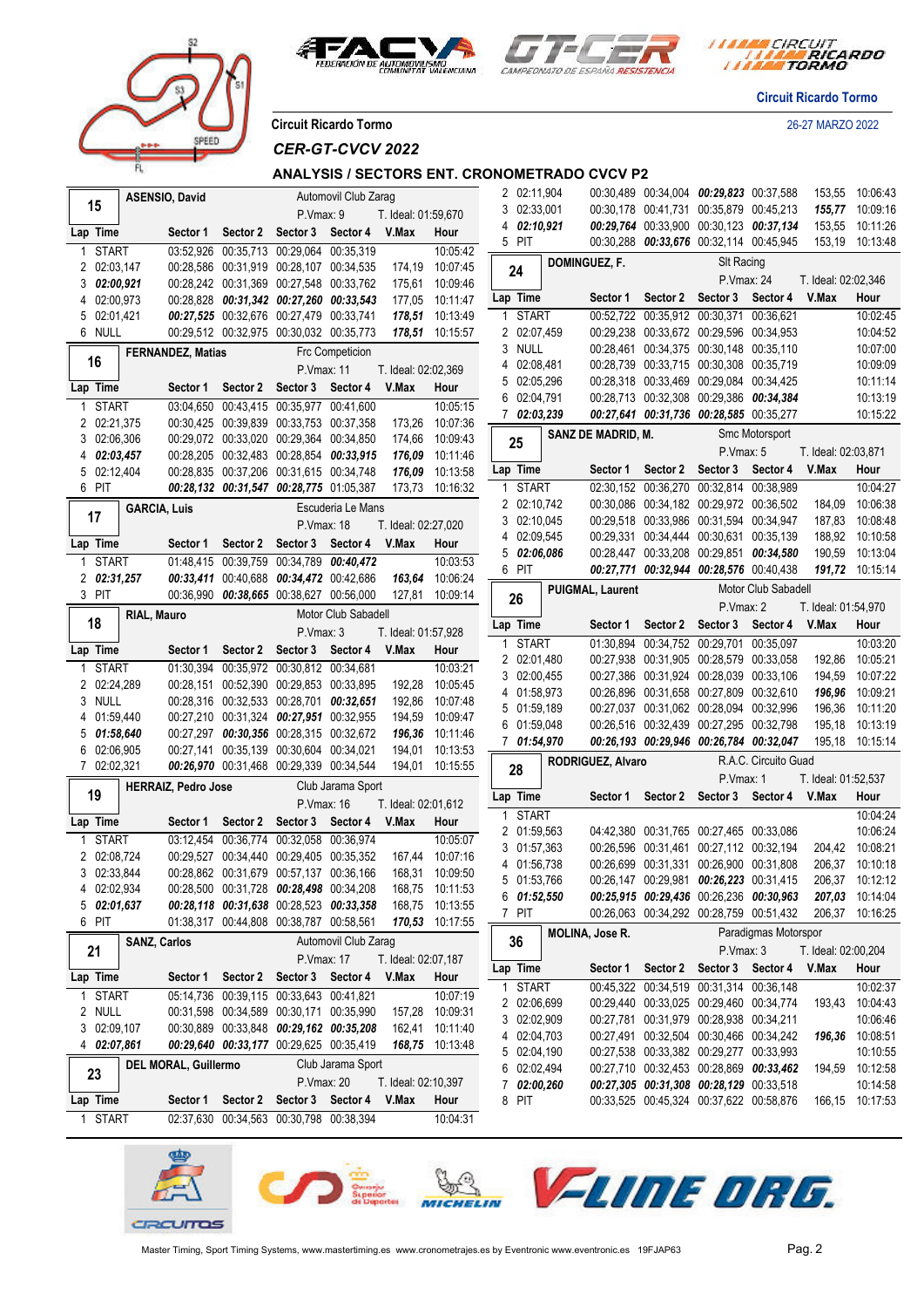Circuit Ricardo Tormo

26-27 MARZO 2022

Circuit Ricardo Tormo

*CER-GT-CVCV 2022*

## ANALYSIS / SECTORS ENT. CRONOMETRADO CVCV P2

### 15 — ASENSIO, David — Automovil Club Zarag — P.Vmax: 9 — T. Ideal: 01:59,670

| Lap | Time | Sector 1 | Sector 2 | Sector 3 | Sector 4 | V.Max | Hour |
|---|---|---|---|---|---|---|---|
| 1 | START | 03:52,926 | 00:35,713 | 00:29,064 | 00:35,319 | | 10:05:42 |
| 2 | 02:03,147 | 00:28,586 | 00:31,919 | 00:28,107 | 00:34,535 | 174,19 | 10:07:45 |
| 3 | ***02:00,921*** | 00:28,242 | 00:31,369 | 00:27,548 | 00:33,762 | 175,61 | 10:09:46 |
| 4 | 02:00,973 | 00:28,828 | ***00:31,342*** | ***00:27,260*** | ***00:33,543*** | 177,05 | 10:11:47 |
| 5 | 02:01,421 | ***00:27,525*** | 00:32,676 | 00:27,479 | 00:33,741 | ***178,51*** | 10:13:49 |
| 6 | NULL | 00:29,512 | 00:32,975 | 00:30,032 | 00:35,773 | ***178,51*** | 10:15:57 |

### 16 — FERNANDEZ, Matias — Frc Competicion — P.Vmax: 11 — T. Ideal: 02:02,369

| Lap | Time | Sector 1 | Sector 2 | Sector 3 | Sector 4 | V.Max | Hour |
|---|---|---|---|---|---|---|---|
| 1 | START | 03:04,650 | 00:43,415 | 00:35,977 | 00:41,600 | | 10:05:15 |
| 2 | 02:21,375 | 00:30,425 | 00:39,839 | 00:33,753 | 00:37,358 | 173,26 | 10:07:36 |
| 3 | 02:06,306 | 00:29,072 | 00:33,020 | 00:29,364 | 00:34,850 | 174,66 | 10:09:43 |
| 4 | ***02:03,457*** | 00:28,205 | 00:32,483 | 00:28,854 | ***00:33,915*** | ***176,09*** | 10:11:46 |
| 5 | 02:12,404 | 00:28,835 | 00:37,206 | 00:31,615 | 00:34,748 | ***176,09*** | 10:13:58 |
| 6 | PIT | ***00:28,132*** | ***00:31,547*** | ***00:28,775*** | 01:05,387 | 173,73 | 10:16:32 |

### 17 — GARCIA, Luis — Escuderia Le Mans — P.Vmax: 18 — T. Ideal: 02:27,020

| Lap | Time | Sector 1 | Sector 2 | Sector 3 | Sector 4 | V.Max | Hour |
|---|---|---|---|---|---|---|---|
| 1 | START | 01:48,415 | 00:39,759 | 00:34,789 | ***00:40,472*** | | 10:03:53 |
| 2 | ***02:31,257*** | ***00:33,411*** | 00:40,688 | ***00:34,472*** | 00:42,686 | ***163,64*** | 10:06:24 |
| 3 | PIT | 00:36,990 | ***00:38,665*** | 00:38,627 | 00:56,000 | 127,81 | 10:09:14 |

### 18 — RIAL, Mauro — Motor Club Sabadell — P.Vmax: 3 — T. Ideal: 01:57,928

| Lap | Time | Sector 1 | Sector 2 | Sector 3 | Sector 4 | V.Max | Hour |
|---|---|---|---|---|---|---|---|
| 1 | START | 01:30,394 | 00:35,972 | 00:30,812 | 00:34,681 | | 10:03:21 |
| 2 | 02:24,289 | 00:28,151 | 00:52,390 | 00:29,853 | 00:33,895 | 192,28 | 10:05:45 |
| 3 | NULL | 00:28,316 | 00:32,533 | 00:28,701 | ***00:32,651*** | 192,86 | 10:07:48 |
| 4 | 01:59,440 | 00:27,210 | 00:31,324 | ***00:27,951*** | 00:32,955 | 194,59 | 10:09:47 |
| 5 | ***01:58,640*** | 00:27,297 | ***00:30,356*** | 00:28,315 | 00:32,672 | ***196,36*** | 10:11:46 |
| 6 | 02:06,905 | 00:27,141 | 00:35,139 | 00:30,604 | 00:34,021 | 194,01 | 10:13:53 |
| 7 | 02:02,321 | ***00:26,970*** | 00:31,468 | 00:29,339 | 00:34,544 | 194,01 | 10:15:55 |

### 19 — HERRAIZ, Pedro Jose — Club Jarama Sport — P.Vmax: 16 — T. Ideal: 02:01,612

| Lap | Time | Sector 1 | Sector 2 | Sector 3 | Sector 4 | V.Max | Hour |
|---|---|---|---|---|---|---|---|
| 1 | START | 03:12,454 | 00:36,774 | 00:32,058 | 00:36,974 | | 10:05:07 |
| 2 | 02:08,724 | 00:29,527 | 00:34,440 | 00:29,405 | 00:35,352 | 167,44 | 10:07:16 |
| 3 | 02:33,844 | 00:28,862 | 00:31,679 | 00:57,137 | 00:36,166 | 168,31 | 10:09:50 |
| 4 | 02:02,934 | 00:28,500 | 00:31,728 | ***00:28,498*** | 00:34,208 | 168,75 | 10:11:53 |
| 5 | ***02:01,637*** | ***00:28,118*** | ***00:31,638*** | 00:28,523 | ***00:33,358*** | 168,75 | 10:13:55 |
| 6 | PIT | 01:38,317 | 00:44,808 | 00:38,787 | 00:58,561 | ***170,53*** | 10:17:55 |

### 21 — SANZ, Carlos — Automovil Club Zarag — P.Vmax: 17 — T. Ideal: 02:07,187

| Lap | Time | Sector 1 | Sector 2 | Sector 3 | Sector 4 | V.Max | Hour |
|---|---|---|---|---|---|---|---|
| 1 | START | 05:14,736 | 00:39,115 | 00:33,643 | 00:41,821 | | 10:07:19 |
| 2 | NULL | 00:31,598 | 00:34,589 | 00:30,171 | 00:35,990 | 157,28 | 10:09:31 |
| 3 | 02:09,107 | 00:30,889 | 00:33,808 | ***00:29,162*** | ***00:35,208*** | 162,41 | 10:11:40 |
| 4 | ***02:07,861*** | ***00:29,640*** | ***00:33,177*** | 00:29,625 | 00:35,419 | ***168,75*** | 10:13:48 |

### 23 — DEL MORAL, Guillermo — Club Jarama Sport — P.Vmax: 20 — T. Ideal: 02:10,397

| Lap | Time | Sector 1 | Sector 2 | Sector 3 | Sector 4 | V.Max | Hour |
|---|---|---|---|---|---|---|---|
| 1 | START | 02:37,630 | 00:34,563 | 00:30,798 | 00:38,394 | | 10:04:31 |
| 2 | 02:11,904 | 00:30,489 | 00:34,004 | ***00:29,823*** | 00:37,588 | 153,55 | 10:06:43 |
| 3 | 02:33,001 | 00:30,178 | 00:41,731 | 00:35,879 | 00:45,213 | ***155,77*** | 10:09:16 |
| 4 | ***02:10,921*** | ***00:29,764*** | 00:33,900 | 00:30,123 | ***00:37,134*** | 153,55 | 10:11:26 |
| 5 | PIT | 00:30,288 | ***00:33,676*** | 00:32,114 | 00:45,945 | 153,19 | 10:13:48 |

### 24 — DOMINGUEZ, F. — Slt Racing — P.Vmax: 24 — T. Ideal: 02:02,346

| Lap | Time | Sector 1 | Sector 2 | Sector 3 | Sector 4 | V.Max | Hour |
|---|---|---|---|---|---|---|---|
| 1 | START | 00:52,722 | 00:35,912 | 00:30,371 | 00:36,621 | | 10:02:45 |
| 2 | 02:07,459 | 00:29,238 | 00:33,672 | 00:29,596 | 00:34,953 | | 10:04:52 |
| 3 | NULL | 00:28,461 | 00:34,375 | 00:30,148 | 00:35,110 | | 10:07:00 |
| 4 | 02:08,481 | 00:28,739 | 00:33,715 | 00:30,308 | 00:35,719 | | 10:09:09 |
| 5 | 02:05,296 | 00:28,318 | 00:33,469 | 00:29,084 | 00:34,425 | | 10:11:14 |
| 6 | 02:04,791 | 00:28,713 | 00:32,308 | 00:29,386 | ***00:34,384*** | | 10:13:19 |
| 7 | ***02:03,239*** | ***00:27,641*** | ***00:31,736*** | ***00:28,585*** | 00:35,277 | | 10:15:22 |

### 25 — SANZ DE MADRID, M. — Smc Motorsport — P.Vmax: 5 — T. Ideal: 02:03,871

| Lap | Time | Sector 1 | Sector 2 | Sector 3 | Sector 4 | V.Max | Hour |
|---|---|---|---|---|---|---|---|
| 1 | START | 02:30,152 | 00:36,270 | 00:32,814 | 00:38,989 | | 10:04:27 |
| 2 | 02:10,742 | 00:30,086 | 00:34,182 | 00:29,972 | 00:36,502 | 184,09 | 10:06:38 |
| 3 | 02:10,045 | 00:29,518 | 00:33,986 | 00:31,594 | 00:34,947 | 187,83 | 10:08:48 |
| 4 | 02:09,545 | 00:29,331 | 00:34,444 | 00:30,631 | 00:35,139 | 188,92 | 10:10:58 |
| 5 | ***02:06,086*** | 00:28,447 | 00:33,208 | 00:29,851 | ***00:34,580*** | 190,59 | 10:13:04 |
| 6 | PIT | ***00:27,771*** | ***00:32,944*** | ***00:28,576*** | 00:40,438 | ***191,72*** | 10:15:14 |

### 26 — PUIGMAL, Laurent — Motor Club Sabadell — P.Vmax: 2 — T. Ideal: 01:54,970

| Lap | Time | Sector 1 | Sector 2 | Sector 3 | Sector 4 | V.Max | Hour |
|---|---|---|---|---|---|---|---|
| 1 | START | 01:30,894 | 00:34,752 | 00:29,701 | 00:35,097 | | 10:03:20 |
| 2 | 02:01,480 | 00:27,938 | 00:31,905 | 00:28,579 | 00:33,058 | 192,86 | 10:05:21 |
| 3 | 02:00,455 | 00:27,386 | 00:31,924 | 00:28,039 | 00:33,106 | 194,59 | 10:07:22 |
| 4 | 01:58,973 | 00:26,896 | 00:31,658 | 00:27,809 | 00:32,610 | ***196,96*** | 10:09:21 |
| 5 | 01:59,189 | 00:27,037 | 00:31,062 | 00:28,094 | 00:32,996 | 196,36 | 10:11:20 |
| 6 | 01:59,048 | 00:26,516 | 00:32,439 | 00:27,295 | 00:32,798 | 195,18 | 10:13:19 |
| 7 | ***01:54,970*** | ***00:26,193*** | ***00:29,946*** | ***00:26,784*** | ***00:32,047*** | 195,18 | 10:15:14 |

### 28 — RODRIGUEZ, Alvaro — R.A.C. Circuito Guad — P.Vmax: 1 — T. Ideal: 01:52,537

| Lap | Time | Sector 1 | Sector 2 | Sector 3 | Sector 4 | V.Max | Hour |
|---|---|---|---|---|---|---|---|
| 1 | START | | | | | | 10:04:24 |
| 2 | 01:59,563 | 04:42,380 | 00:31,765 | 00:27,465 | 00:33,086 | | 10:06:24 |
| 3 | 01:57,363 | 00:26,596 | 00:31,461 | 00:27,112 | 00:32,194 | 204,42 | 10:08:21 |
| 4 | 01:56,738 | 00:26,699 | 00:31,331 | 00:26,900 | 00:31,808 | 206,37 | 10:10:18 |
| 5 | 01:53,766 | 00:26,147 | 00:29,981 | ***00:26,223*** | 00:31,415 | 206,37 | 10:12:12 |
| 6 | ***01:52,550*** | ***00:25,915*** | ***00:29,436*** | 00:26,236 | ***00:30,963*** | ***207,03*** | 10:14:04 |
| 7 | PIT | 00:26,063 | 00:34,292 | 00:28,759 | 00:51,432 | 206,37 | 10:16:25 |

### 36 — MOLINA, Jose R. — Paradigmas Motorspor — P.Vmax: 3 — T. Ideal: 02:00,204

| Lap | Time | Sector 1 | Sector 2 | Sector 3 | Sector 4 | V.Max | Hour |
|---|---|---|---|---|---|---|---|
| 1 | START | 00:45,322 | 00:34,519 | 00:31,314 | 00:36,148 | | 10:02:37 |
| 2 | 02:06,699 | 00:29,440 | 00:33,025 | 00:29,460 | 00:34,774 | 193,43 | 10:04:43 |
| 3 | 02:02,909 | 00:27,781 | 00:31,979 | 00:28,938 | 00:34,211 | | 10:06:46 |
| 4 | 02:04,703 | 00:27,491 | 00:32,504 | 00:30,466 | 00:34,242 | ***196,36*** | 10:08:51 |
| 5 | 02:04,190 | 00:27,538 | 00:33,382 | 00:29,277 | 00:33,993 | | 10:10:55 |
| 6 | 02:02,494 | 00:27,710 | 00:32,453 | 00:28,869 | ***00:33,462*** | 194,59 | 10:12:58 |
| 7 | ***02:00,260*** | ***00:27,305*** | ***00:31,308*** | ***00:28,129*** | 00:33,518 | | 10:14:58 |
| 8 | PIT | 00:33,525 | 00:45,324 | 00:37,622 | 00:58,876 | 166,15 | 10:17:53 |

Master Timing, Sport Timing Systems, www.mastertiming.es www.cronometrajes.es by Eventronic www.eventronic.es 19FJAP63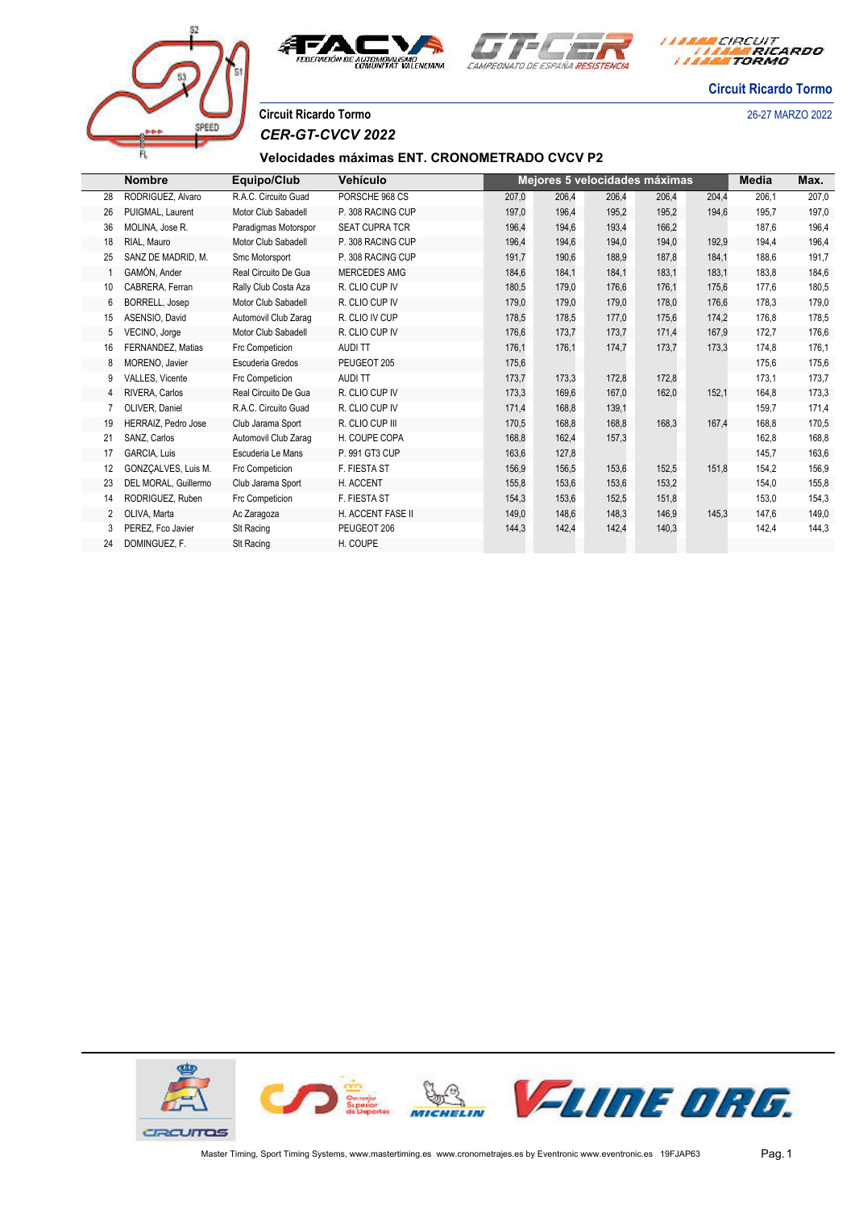Circuit Ricardo Tormo

26-27 MARZO 2022

Circuit Ricardo Tormo

*CER-GT-CVCV 2022*

### Velocidades máximas ENT. CRONOMETRADO CVCV P2

| | Nombre | Equipo/Club | Vehículo | Mejores 5 velocidades máximas | | | | | Media | Max. |
|---|---|---|---|---|---|---|---|---|---|---|
| 28 | RODRIGUEZ, Alvaro | R.A.C. Circuito Guad | PORSCHE 968 CS | 207,0 | 206,4 | 206,4 | 206,4 | 204,4 | 206,1 | 207,0 |
| 26 | PUIGMAL, Laurent | Motor Club Sabadell | P. 308 RACING CUP | 197,0 | 196,4 | 195,2 | 195,2 | 194,6 | 195,7 | 197,0 |
| 36 | MOLINA, Jose R. | Paradigmas Motorspor | SEAT CUPRA TCR | 196,4 | 194,6 | 193,4 | 166,2 | | 187,6 | 196,4 |
| 18 | RIAL, Mauro | Motor Club Sabadell | P. 308 RACING CUP | 196,4 | 194,6 | 194,0 | 194,0 | 192,9 | 194,4 | 196,4 |
| 25 | SANZ DE MADRID, M. | Smc Motorsport | P. 308 RACING CUP | 191,7 | 190,6 | 188,9 | 187,8 | 184,1 | 188,6 | 191,7 |
| 1 | GAMÓN, Ander | Real Circuito De Gua | MERCEDES AMG | 184,6 | 184,1 | 184,1 | 183,1 | 183,1 | 183,8 | 184,6 |
| 10 | CABRERA, Ferran | Rally Club Costa Aza | R. CLIO CUP IV | 180,5 | 179,0 | 176,6 | 176,1 | 175,6 | 177,6 | 180,5 |
| 6 | BORRELL, Josep | Motor Club Sabadell | R. CLIO CUP IV | 179,0 | 179,0 | 179,0 | 178,0 | 176,6 | 178,3 | 179,0 |
| 15 | ASENSIO, David | Automovil Club Zarag | R. CLIO IV CUP | 178,5 | 178,5 | 177,0 | 175,6 | 174,2 | 176,8 | 178,5 |
| 5 | VECINO, Jorge | Motor Club Sabadell | R. CLIO CUP IV | 176,6 | 173,7 | 173,7 | 171,4 | 167,9 | 172,7 | 176,6 |
| 16 | FERNANDEZ, Matias | Frc Competicion | AUDI TT | 176,1 | 176,1 | 174,7 | 173,7 | 173,3 | 174,8 | 176,1 |
| 8 | MORENO, Javier | Escuderia Gredos | PEUGEOT 205 | 175,6 | | | | | 175,6 | 175,6 |
| 9 | VALLES, Vicente | Frc Competicion | AUDI TT | 173,7 | 173,3 | 172,8 | 172,8 | | 173,1 | 173,7 |
| 4 | RIVERA, Carlos | Real Circuito De Gua | R. CLIO CUP IV | 173,3 | 169,6 | 167,0 | 162,0 | 152,1 | 164,8 | 173,3 |
| 7 | OLIVER, Daniel | R.A.C. Circuito Guad | R. CLIO CUP IV | 171,4 | 168,8 | 139,1 | | | 159,7 | 171,4 |
| 19 | HERRAIZ, Pedro Jose | Club Jarama Sport | R. CLIO CUP III | 170,5 | 168,8 | 168,8 | 168,3 | 167,4 | 168,8 | 170,5 |
| 21 | SANZ, Carlos | Automovil Club Zarag | H. COUPE COPA | 168,8 | 162,4 | 157,3 | | | 162,8 | 168,8 |
| 17 | GARCIA, Luis | Escuderia Le Mans | P. 991 GT3 CUP | 163,6 | 127,8 | | | | 145,7 | 163,6 |
| 12 | GONZÇALVES, Luis M. | Frc Competicion | F. FIESTA ST | 156,9 | 156,5 | 153,6 | 152,5 | 151,8 | 154,2 | 156,9 |
| 23 | DEL MORAL, Guillermo | Club Jarama Sport | H. ACCENT | 155,8 | 153,6 | 153,6 | 153,2 | | 154,0 | 155,8 |
| 14 | RODRIGUEZ, Ruben | Frc Competicion | F. FIESTA ST | 154,3 | 153,6 | 152,5 | 151,8 | | 153,0 | 154,3 |
| 2 | OLIVA, Marta | Ac Zaragoza | H. ACCENT FASE II | 149,0 | 148,6 | 148,3 | 146,9 | 145,3 | 147,6 | 149,0 |
| 3 | PEREZ, Fco Javier | Slt Racing | PEUGEOT 206 | 144,3 | 142,4 | 142,4 | 140,3 | | 142,4 | 144,3 |
| 24 | DOMINGUEZ, F. | Slt Racing | H. COUPE | | | | | | | |

Master Timing, Sport Timing Systems, www.mastertiming.es www.cronometrajes.es by Eventronic www.eventronic.es 19FJAP63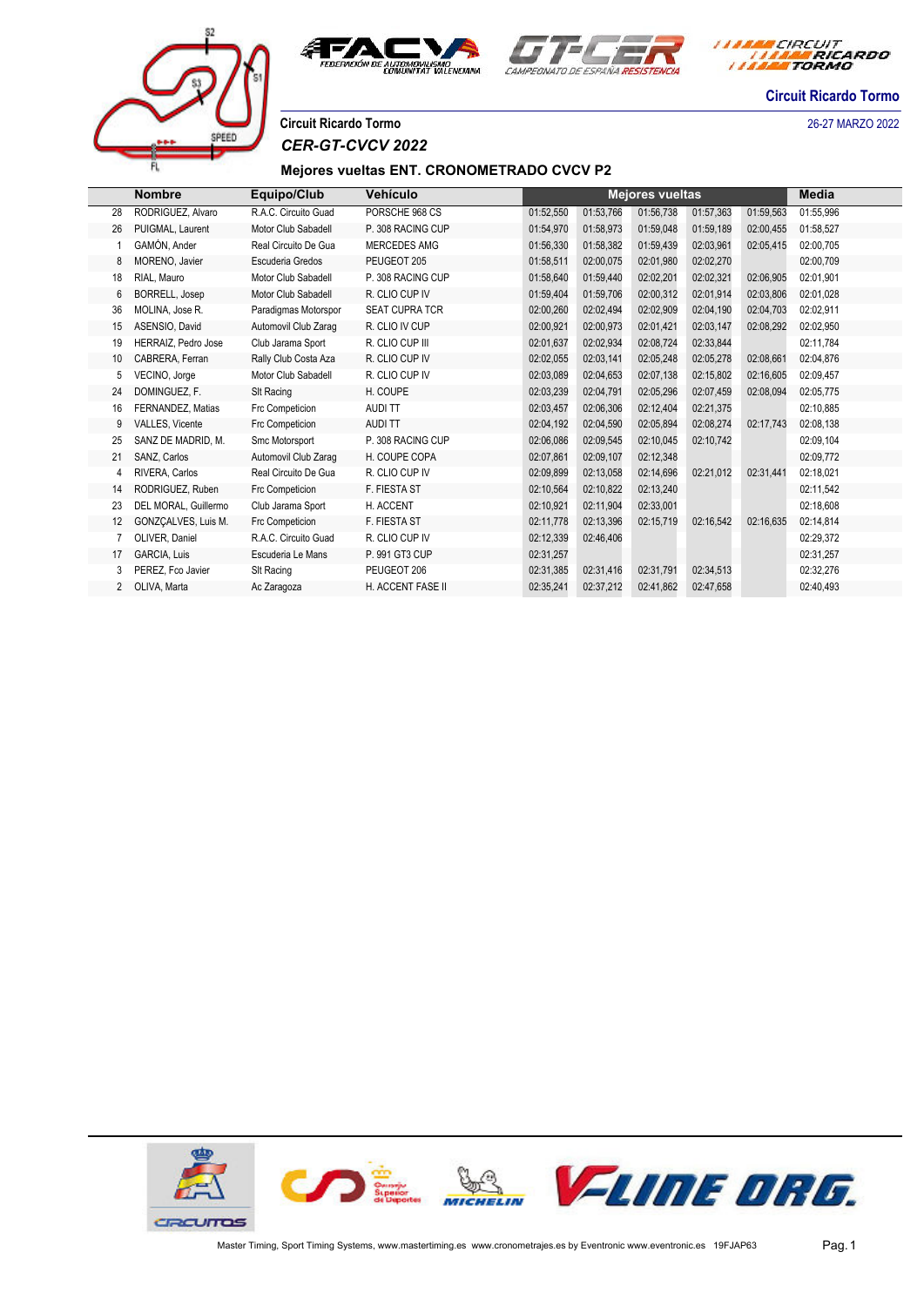Circuit Ricardo Tormo

26-27 MARZO 2022

Circuit Ricardo Tormo

*CER-GT-CVCV 2022*

### Mejores vueltas ENT. CRONOMETRADO CVCV P2

| | Nombre | Equipo/Club | Vehículo | Mejores vueltas | | | | | Media |
|---|---|---|---|---|---|---|---|---|---|
| 28 | RODRIGUEZ, Alvaro | R.A.C. Circuito Guad | PORSCHE 968 CS | 01:52,550 | 01:53,766 | 01:56,738 | 01:57,363 | 01:59,563 | 01:55,996 |
| 26 | PUIGMAL, Laurent | Motor Club Sabadell | P. 308 RACING CUP | 01:54,970 | 01:58,973 | 01:59,048 | 01:59,189 | 02:00,455 | 01:58,527 |
| 1 | GAMÓN, Ander | Real Circuito De Gua | MERCEDES AMG | 01:56,330 | 01:58,382 | 01:59,439 | 02:03,961 | 02:05,415 | 02:00,705 |
| 8 | MORENO, Javier | Escuderia Gredos | PEUGEOT 205 | 01:58,511 | 02:00,075 | 02:01,980 | 02:02,270 | | 02:00,709 |
| 18 | RIAL, Mauro | Motor Club Sabadell | P. 308 RACING CUP | 01:58,640 | 01:59,440 | 02:02,201 | 02:02,321 | 02:06,905 | 02:01,901 |
| 6 | BORRELL, Josep | Motor Club Sabadell | R. CLIO CUP IV | 01:59,404 | 01:59,706 | 02:00,312 | 02:01,914 | 02:03,806 | 02:01,028 |
| 36 | MOLINA, Jose R. | Paradigmas Motorspor | SEAT CUPRA TCR | 02:00,260 | 02:02,494 | 02:02,909 | 02:04,190 | 02:04,703 | 02:02,911 |
| 15 | ASENSIO, David | Automovil Club Zarag | R. CLIO IV CUP | 02:00,921 | 02:00,973 | 02:01,421 | 02:03,147 | 02:08,292 | 02:02,950 |
| 19 | HERRAIZ, Pedro Jose | Club Jarama Sport | R. CLIO CUP III | 02:01,637 | 02:02,934 | 02:08,724 | 02:33,844 | | 02:11,784 |
| 10 | CABRERA, Ferran | Rally Club Costa Aza | R. CLIO CUP IV | 02:02,055 | 02:03,141 | 02:05,248 | 02:05,278 | 02:08,661 | 02:04,876 |
| 5 | VECINO, Jorge | Motor Club Sabadell | R. CLIO CUP IV | 02:03,089 | 02:04,653 | 02:07,138 | 02:15,802 | 02:16,605 | 02:09,457 |
| 24 | DOMINGUEZ, F. | Slt Racing | H. COUPE | 02:03,239 | 02:04,791 | 02:05,296 | 02:07,459 | 02:08,094 | 02:05,775 |
| 16 | FERNANDEZ, Matias | Frc Competicion | AUDI TT | 02:03,457 | 02:06,306 | 02:12,404 | 02:21,375 | | 02:10,885 |
| 9 | VALLES, Vicente | Frc Competicion | AUDI TT | 02:04,192 | 02:04,590 | 02:05,894 | 02:08,274 | 02:17,743 | 02:08,138 |
| 25 | SANZ DE MADRID, M. | Smc Motorsport | P. 308 RACING CUP | 02:06,086 | 02:09,545 | 02:10,045 | 02:10,742 | | 02:09,104 |
| 21 | SANZ, Carlos | Automovil Club Zarag | H. COUPE COPA | 02:07,861 | 02:09,107 | 02:12,348 | | | 02:09,772 |
| 4 | RIVERA, Carlos | Real Circuito De Gua | R. CLIO CUP IV | 02:09,899 | 02:13,058 | 02:14,696 | 02:21,012 | 02:31,441 | 02:18,021 |
| 14 | RODRIGUEZ, Ruben | Frc Competicion | F. FIESTA ST | 02:10,564 | 02:10,822 | 02:13,240 | | | 02:11,542 |
| 23 | DEL MORAL, Guillermo | Club Jarama Sport | H. ACCENT | 02:10,921 | 02:11,904 | 02:33,001 | | | 02:18,608 |
| 12 | GONZÇALVES, Luis M. | Frc Competicion | F. FIESTA ST | 02:11,778 | 02:13,396 | 02:15,719 | 02:16,542 | 02:16,635 | 02:14,814 |
| 7 | OLIVER, Daniel | R.A.C. Circuito Guad | R. CLIO CUP IV | 02:12,339 | 02:46,406 | | | | 02:29,372 |
| 17 | GARCIA, Luis | Escuderia Le Mans | P. 991 GT3 CUP | 02:31,257 | | | | | 02:31,257 |
| 3 | PEREZ, Fco Javier | Slt Racing | PEUGEOT 206 | 02:31,385 | 02:31,416 | 02:31,791 | 02:34,513 | | 02:32,276 |
| 2 | OLIVA, Marta | Ac Zaragoza | H. ACCENT FASE II | 02:35,241 | 02:37,212 | 02:41,862 | 02:47,658 | | 02:40,493 |

Master Timing, Sport Timing Systems, www.mastertiming.es www.cronometrajes.es by Eventronic www.eventronic.es 19FJAP63